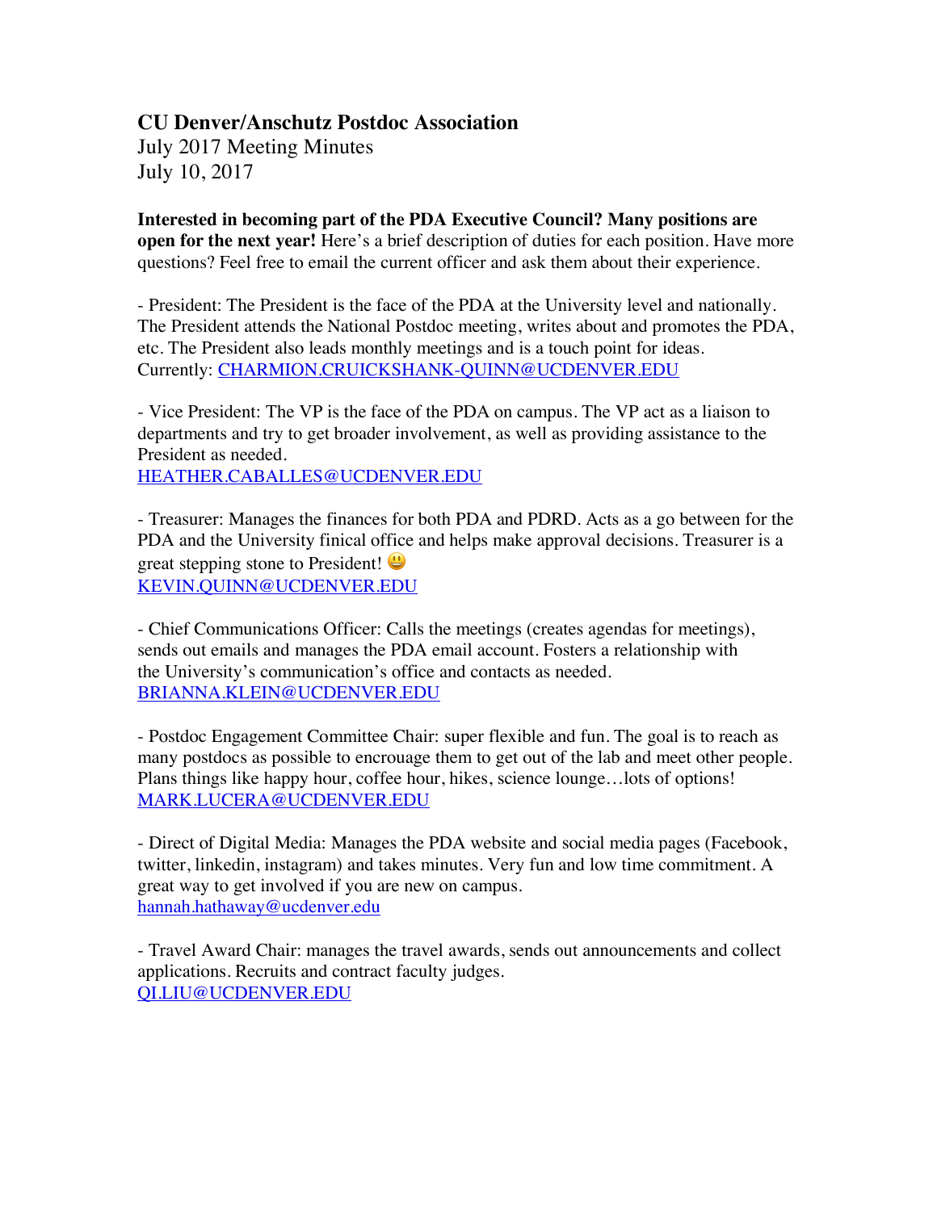# CU Denver/Anschutz Postdoc Association

July 2017 Meeting Minutes
July 10, 2017

**Interested in becoming part of the PDA Executive Council? Many positions are open for the next year!** Here's a brief description of duties for each position. Have more questions? Feel free to email the current officer and ask them about their experience.

- President: The President is the face of the PDA at the University level and nationally. The President attends the National Postdoc meeting, writes about and promotes the PDA, etc. The President also leads monthly meetings and is a touch point for ideas. Currently: CHARMION.CRUICKSHANK-QUINN@UCDENVER.EDU

- Vice President: The VP is the face of the PDA on campus. The VP act as a liaison to departments and try to get broader involvement, as well as providing assistance to the President as needed.
HEATHER.CABALLES@UCDENVER.EDU

- Treasurer: Manages the finances for both PDA and PDRD. Acts as a go between for the PDA and the University finical office and helps make approval decisions. Treasurer is a great stepping stone to President! 😃
KEVIN.QUINN@UCDENVER.EDU

- Chief Communications Officer: Calls the meetings (creates agendas for meetings), sends out emails and manages the PDA email account. Fosters a relationship with the University's communication's office and contacts as needed.
BRIANNA.KLEIN@UCDENVER.EDU

- Postdoc Engagement Committee Chair: super flexible and fun. The goal is to reach as many postdocs as possible to encrouage them to get out of the lab and meet other people. Plans things like happy hour, coffee hour, hikes, science lounge…lots of options!
MARK.LUCERA@UCDENVER.EDU

- Direct of Digital Media: Manages the PDA website and social media pages (Facebook, twitter, linkedin, instagram) and takes minutes. Very fun and low time commitment. A great way to get involved if you are new on campus.
hannah.hathaway@ucdenver.edu

- Travel Award Chair: manages the travel awards, sends out announcements and collect applications. Recruits and contract faculty judges.
QI.LIU@UCDENVER.EDU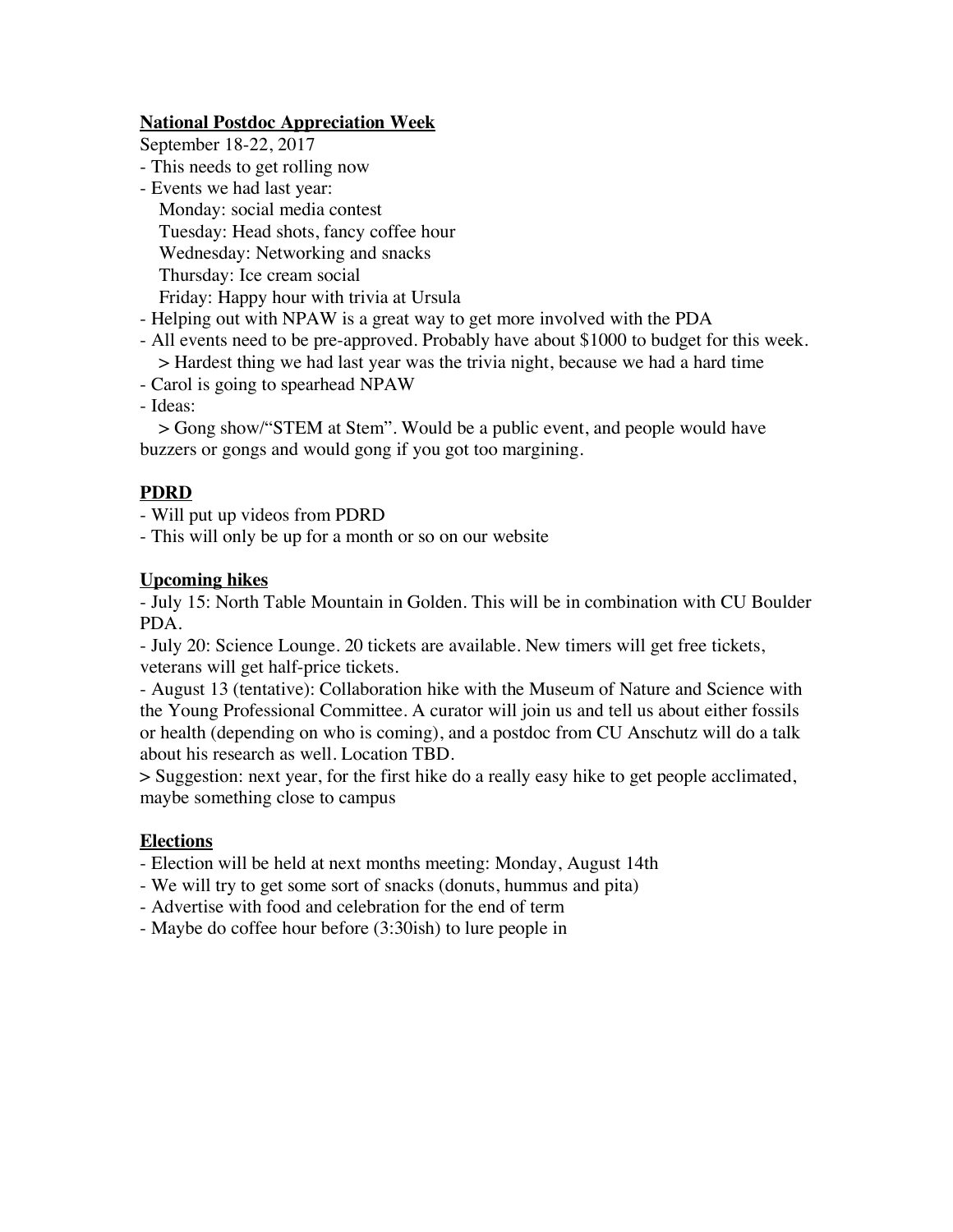**National Postdoc Appreciation Week**

September 18-22, 2017

- This needs to get rolling now
- Events we had last year:
  - Monday: social media contest
  - Tuesday: Head shots, fancy coffee hour
  - Wednesday: Networking and snacks
  - Thursday: Ice cream social
  - Friday: Happy hour with trivia at Ursula
- Helping out with NPAW is a great way to get more involved with the PDA
- All events need to be pre-approved. Probably have about $1000 to budget for this week.
  > Hardest thing we had last year was the trivia night, because we had a hard time
- Carol is going to spearhead NPAW
- Ideas:
  > Gong show/"STEM at Stem". Would be a public event, and people would have buzzers or gongs and would gong if you got too margining.

**PDRD**

- Will put up videos from PDRD
- This will only be up for a month or so on our website

**Upcoming hikes**

- July 15: North Table Mountain in Golden. This will be in combination with CU Boulder PDA.
- July 20: Science Lounge. 20 tickets are available. New timers will get free tickets, veterans will get half-price tickets.
- August 13 (tentative): Collaboration hike with the Museum of Nature and Science with the Young Professional Committee. A curator will join us and tell us about either fossils or health (depending on who is coming), and a postdoc from CU Anschutz will do a talk about his research as well. Location TBD.

> Suggestion: next year, for the first hike do a really easy hike to get people acclimated, maybe something close to campus

**Elections**

- Election will be held at next months meeting: Monday, August 14th
- We will try to get some sort of snacks (donuts, hummus and pita)
- Advertise with food and celebration for the end of term
- Maybe do coffee hour before (3:30ish) to lure people in